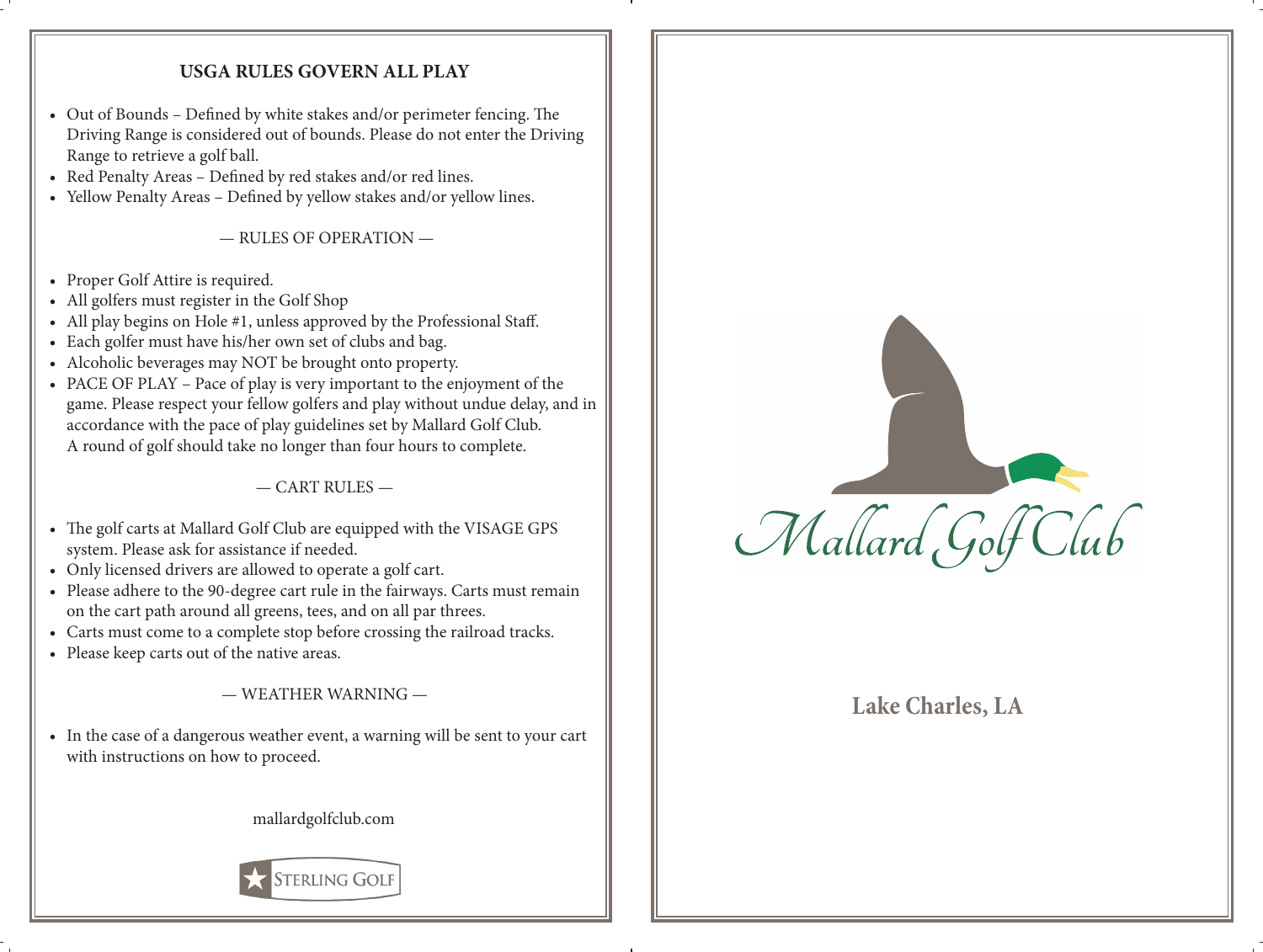## USGA RULES GOVERN ALL PLAY

- Out of Bounds – Defined by white stakes and/or perimeter fencing. The Driving Range is considered out of bounds. Please do not enter the Driving Range to retrieve a golf ball.
- Red Penalty Areas – Defined by red stakes and/or red lines.
- Yellow Penalty Areas – Defined by yellow stakes and/or yellow lines.

### — RULES OF OPERATION —

- Proper Golf Attire is required.
- All golfers must register in the Golf Shop
- All play begins on Hole #1, unless approved by the Professional Staff.
- Each golfer must have his/her own set of clubs and bag.
- Alcoholic beverages may NOT be brought onto property.
- PACE OF PLAY – Pace of play is very important to the enjoyment of the game. Please respect your fellow golfers and play without undue delay, and in accordance with the pace of play guidelines set by Mallard Golf Club. A round of golf should take no longer than four hours to complete.

### — CART RULES —

- The golf carts at Mallard Golf Club are equipped with the VISAGE GPS system. Please ask for assistance if needed.
- Only licensed drivers are allowed to operate a golf cart.
- Please adhere to the 90-degree cart rule in the fairways. Carts must remain on the cart path around all greens, tees, and on all par threes.
- Carts must come to a complete stop before crossing the railroad tracks.
- Please keep carts out of the native areas.

### — WEATHER WARNING —

- In the case of a dangerous weather event, a warning will be sent to your cart with instructions on how to proceed.

mallardgolfclub.com

STERLING GOLF

# Mallard Golf Club

**Lake Charles, LA**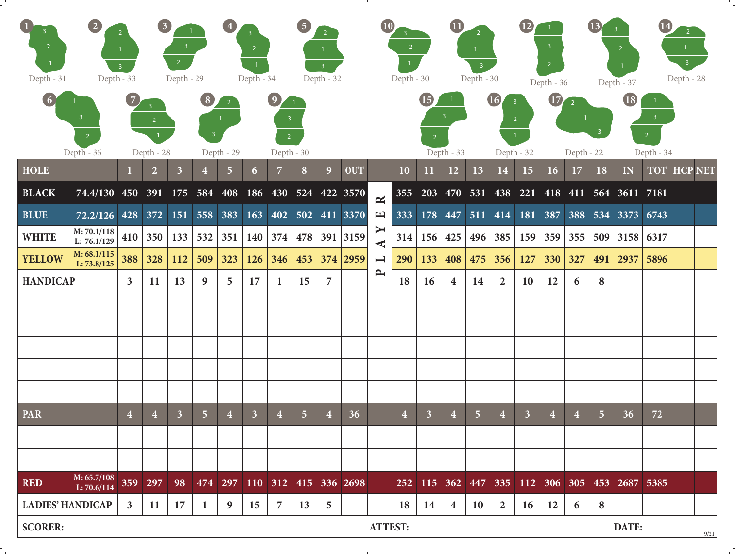1 Depth - 31
2 Depth - 33
3 Depth - 29
4 Depth - 34
5 Depth - 32
6 Depth - 36
7 Depth - 28
8 Depth - 29
9 Depth - 30
10 Depth - 30
11 Depth - 30
12 Depth - 36
13 Depth - 37
14 Depth - 28
15 Depth - 33
16 Depth - 32
17 Depth - 22
18 Depth - 34

| HOLE | | 1 | 2 | 3 | 4 | 5 | 6 | 7 | 8 | 9 | OUT | | 10 | 11 | 12 | 13 | 14 | 15 | 16 | 17 | 18 | IN | TOT | HCP | NET |
|---|---|---|---|---|---|---|---|---|---|---|---|---|---|---|---|---|---|---|---|---|---|---|---|---|---|
| BLACK | 74.4/130 | 450 | 391 | 175 | 584 | 408 | 186 | 430 | 524 | 422 | 3570 | PLAYER | 355 | 203 | 470 | 531 | 438 | 221 | 418 | 411 | 564 | 3611 | 7181 | | |
| BLUE | 72.2/126 | 428 | 372 | 151 | 558 | 383 | 163 | 402 | 502 | 411 | 3370 | | 333 | 178 | 447 | 511 | 414 | 181 | 387 | 388 | 534 | 3373 | 6743 | | |
| WHITE | M: 70.1/118 L: 76.1/129 | 410 | 350 | 133 | 532 | 351 | 140 | 374 | 478 | 391 | 3159 | | 314 | 156 | 425 | 496 | 385 | 159 | 359 | 355 | 509 | 3158 | 6317 | | |
| YELLOW | M: 68.1/115 L: 73.8/125 | 388 | 328 | 112 | 509 | 323 | 126 | 346 | 453 | 374 | 2959 | | 290 | 133 | 408 | 475 | 356 | 127 | 330 | 327 | 491 | 2937 | 5896 | | |
| HANDICAP | | 3 | 11 | 13 | 9 | 5 | 17 | 1 | 15 | 7 | | | 18 | 16 | 4 | 14 | 2 | 10 | 12 | 6 | 8 | | | | |
| | | | | | | | | | | | | | | | | | | | | | | | | | |
| | | | | | | | | | | | | | | | | | | | | | | | | | |
| | | | | | | | | | | | | | | | | | | | | | | | | | |
| | | | | | | | | | | | | | | | | | | | | | | | | | |
| | | | | | | | | | | | | | | | | | | | | | | | | | |
| PAR | | 4 | 4 | 3 | 5 | 4 | 3 | 4 | 5 | 4 | 36 | | 4 | 3 | 4 | 5 | 4 | 3 | 4 | 4 | 5 | 36 | 72 | | |
| | | | | | | | | | | | | | | | | | | | | | | | | | |
| | | | | | | | | | | | | | | | | | | | | | | | | | |
| RED | M: 65.7/108 L: 70.6/114 | 359 | 297 | 98 | 474 | 297 | 110 | 312 | 415 | 336 | 2698 | | 252 | 115 | 362 | 447 | 335 | 112 | 306 | 305 | 453 | 2687 | 5385 | | |
| LADIES' HANDICAP | | 3 | 11 | 17 | 1 | 9 | 15 | 7 | 13 | 5 | | | 18 | 14 | 4 | 10 | 2 | 16 | 12 | 6 | 8 | | | | |

**SCORER:** **ATTEST:** **DATE:**

9/21